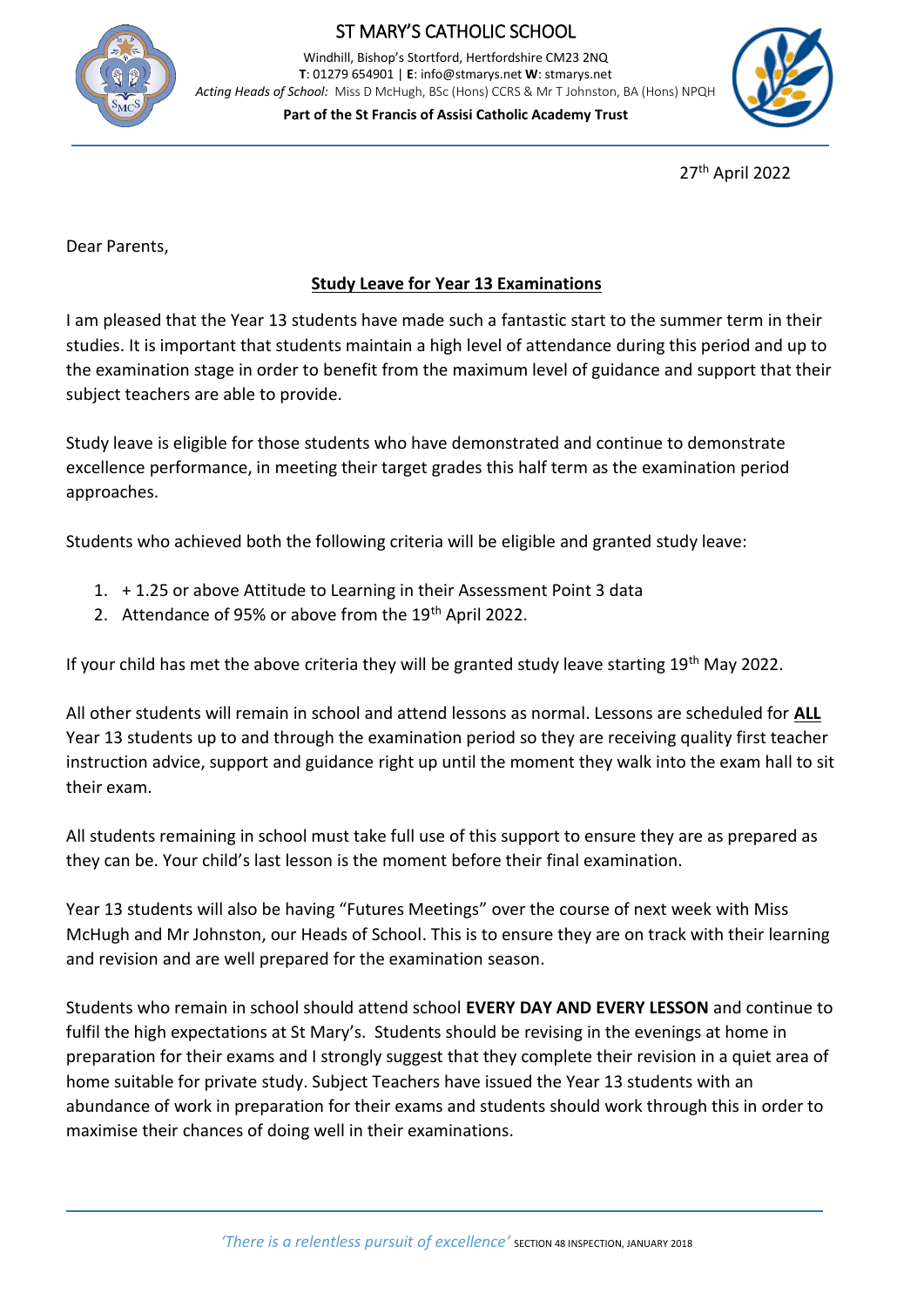# ST MARY'S CATHOLIC SCHOOL

Windhill, Bishop's Stortford, Hertfordshire CM23 2NQ
**T**: 01279 654901 | **E**: info@stmarys.net **W**: stmarys.net
*Acting Heads of School:* Miss D McHugh, BSc (Hons) CCRS & Mr T Johnston, BA (Hons) NPQH

**Part of the St Francis of Assisi Catholic Academy Trust**

27th April 2022

Dear Parents,

**Study Leave for Year 13 Examinations**

I am pleased that the Year 13 students have made such a fantastic start to the summer term in their studies. It is important that students maintain a high level of attendance during this period and up to the examination stage in order to benefit from the maximum level of guidance and support that their subject teachers are able to provide.

Study leave is eligible for those students who have demonstrated and continue to demonstrate excellence performance, in meeting their target grades this half term as the examination period approaches.

Students who achieved both the following criteria will be eligible and granted study leave:

1. + 1.25 or above Attitude to Learning in their Assessment Point 3 data
2. Attendance of 95% or above from the 19th April 2022.

If your child has met the above criteria they will be granted study leave starting 19th May 2022.

All other students will remain in school and attend lessons as normal. Lessons are scheduled for **ALL** Year 13 students up to and through the examination period so they are receiving quality first teacher instruction advice, support and guidance right up until the moment they walk into the exam hall to sit their exam.

All students remaining in school must take full use of this support to ensure they are as prepared as they can be. Your child's last lesson is the moment before their final examination.

Year 13 students will also be having "Futures Meetings" over the course of next week with Miss McHugh and Mr Johnston, our Heads of School. This is to ensure they are on track with their learning and revision and are well prepared for the examination season.

Students who remain in school should attend school **EVERY DAY AND EVERY LESSON** and continue to fulfil the high expectations at St Mary's. Students should be revising in the evenings at home in preparation for their exams and I strongly suggest that they complete their revision in a quiet area of home suitable for private study. Subject Teachers have issued the Year 13 students with an abundance of work in preparation for their exams and students should work through this in order to maximise their chances of doing well in their examinations.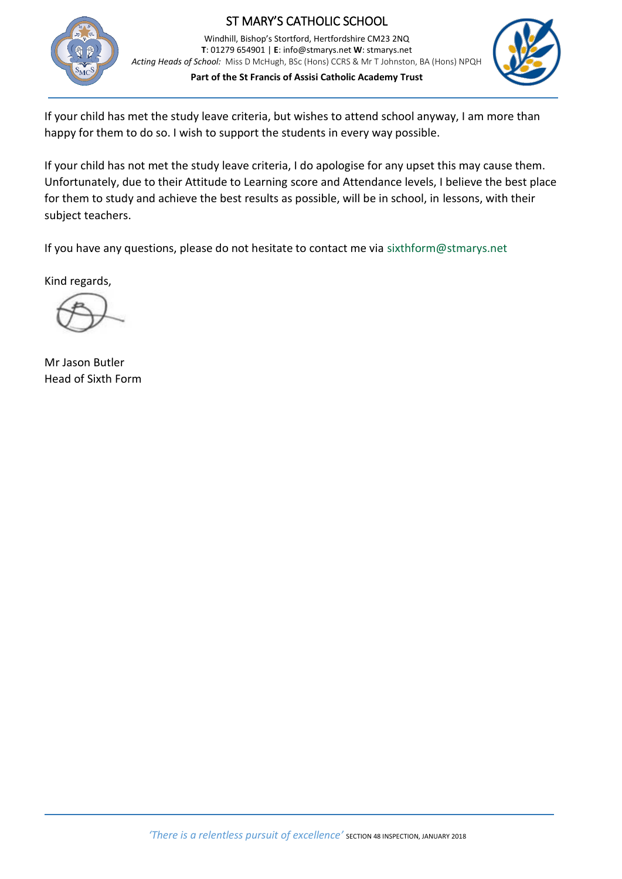If your child has met the study leave criteria, but wishes to attend school anyway, I am more than happy for them to do so. I wish to support the students in every way possible.

If your child has not met the study leave criteria, I do apologise for any upset this may cause them. Unfortunately, due to their Attitude to Learning score and Attendance levels, I believe the best place for them to study and achieve the best results as possible, will be in school, in lessons, with their subject teachers.

If you have any questions, please do not hesitate to contact me via sixthform@stmarys.net

Kind regards,

Mr Jason Butler
Head of Sixth Form